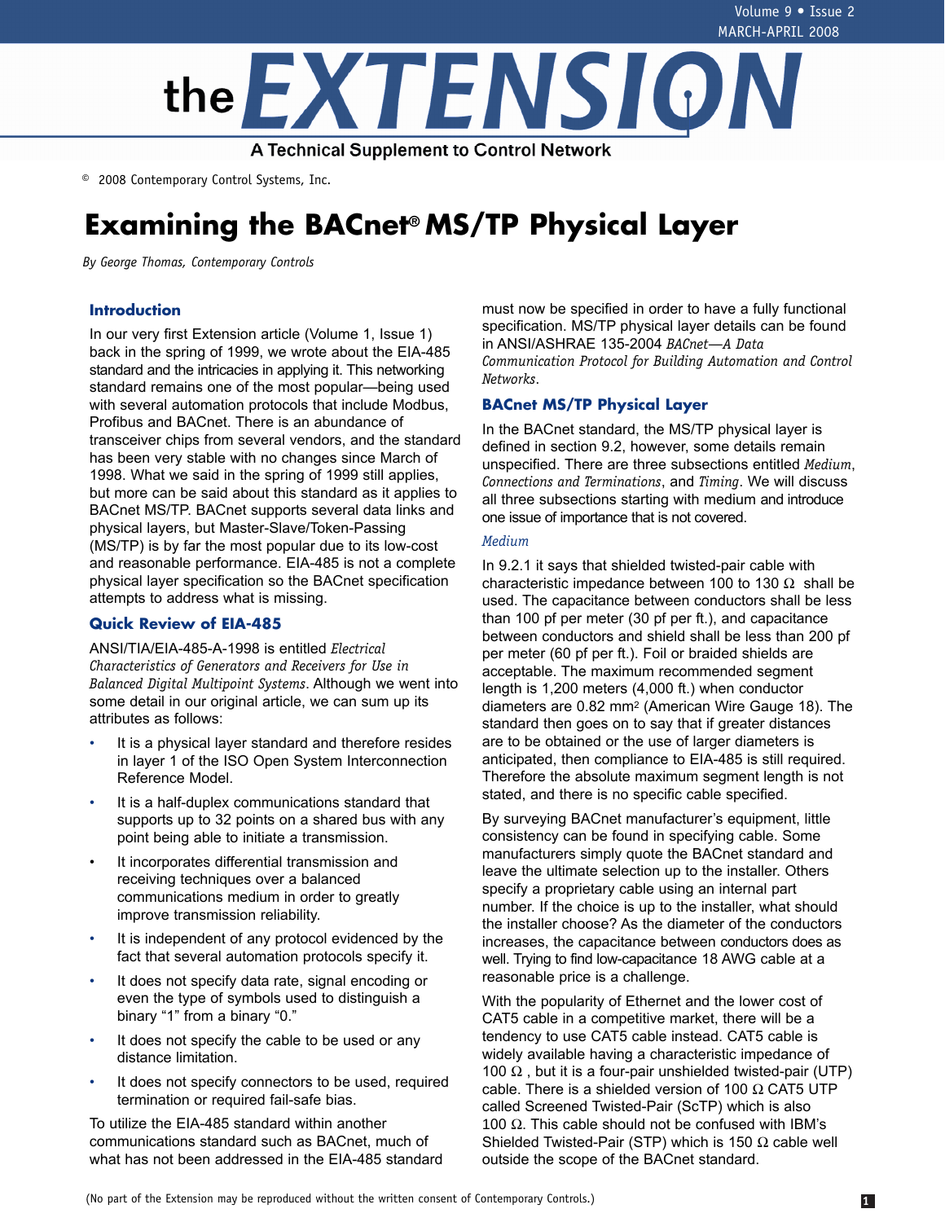# the EXTENSION

A Technical Supplement to Control Network

© 2008 Contemporary Control Systems, Inc.

# Examining the BACnet® MS/TP Physical Layer

*By George Thomas, Contemporary Controls*

## Introduction

In our very first Extension article (Volume 1, Issue 1) back in the spring of 1999, we wrote about the EIA-485 standard and the intricacies in applying it. This networking standard remains one of the most popular—being used with several automation protocols that include Modbus, Profibus and BACnet. There is an abundance of transceiver chips from several vendors, and the standard has been very stable with no changes since March of 1998. What we said in the spring of 1999 still applies, but more can be said about this standard as it applies to BACnet MS/TP. BACnet supports several data links and physical layers, but Master-Slave/Token-Passing (MS/TP) is by far the most popular due to its low-cost and reasonable performance. EIA-485 is not a complete physical layer specification so the BACnet specification attempts to address what is missing.

## Quick Review of EIA-485

ANSI/TIA/EIA-485-A-1998 is entitled *Electrical Characteristics of Generators and Receivers for Use in Balanced Digital Multipoint Systems*. Although we went into some detail in our original article, we can sum up its attributes as follows:

- It is a physical layer standard and therefore resides in layer 1 of the ISO Open System Interconnection Reference Model.
- It is a half-duplex communications standard that supports up to 32 points on a shared bus with any point being able to initiate a transmission.
- It incorporates differential transmission and receiving techniques over a balanced communications medium in order to greatly improve transmission reliability.
- It is independent of any protocol evidenced by the fact that several automation protocols specify it.
- It does not specify data rate, signal encoding or even the type of symbols used to distinguish a binary "1" from a binary "0."
- It does not specify the cable to be used or any distance limitation.
- It does not specify connectors to be used, required termination or required fail-safe bias.

To utilize the EIA-485 standard within another communications standard such as BACnet, much of what has not been addressed in the EIA-485 standard must now be specified in order to have a fully functional specification. MS/TP physical layer details can be found in ANSI/ASHRAE 135-2004 *BACnet—A Data Communication Protocol for Building Automation and Control Networks*.

## BACnet MS/TP Physical Layer

In the BACnet standard, the MS/TP physical layer is defined in section 9.2, however, some details remain unspecified. There are three subsections entitled *Medium*, *Connections and Terminations*, and *Timing*. We will discuss all three subsections starting with medium and introduce one issue of importance that is not covered.

### *Medium*

In 9.2.1 it says that shielded twisted-pair cable with characteristic impedance between 100 to 130 Ω shall be used. The capacitance between conductors shall be less than 100 pf per meter (30 pf per ft.), and capacitance between conductors and shield shall be less than 200 pf per meter (60 pf per ft.). Foil or braided shields are acceptable. The maximum recommended segment length is 1,200 meters (4,000 ft.) when conductor diameters are 0.82 mm² (American Wire Gauge 18). The standard then goes on to say that if greater distances are to be obtained or the use of larger diameters is anticipated, then compliance to EIA-485 is still required. Therefore the absolute maximum segment length is not stated, and there is no specific cable specified.

By surveying BACnet manufacturer's equipment, little consistency can be found in specifying cable. Some manufacturers simply quote the BACnet standard and leave the ultimate selection up to the installer. Others specify a proprietary cable using an internal part number. If the choice is up to the installer, what should the installer choose? As the diameter of the conductors increases, the capacitance between conductors does as well. Trying to find low-capacitance 18 AWG cable at a reasonable price is a challenge.

With the popularity of Ethernet and the lower cost of CAT5 cable in a competitive market, there will be a tendency to use CAT5 cable instead. CAT5 cable is widely available having a characteristic impedance of 100 Ω , but it is a four-pair unshielded twisted-pair (UTP) cable. There is a shielded version of 100 Ω CAT5 UTP called Screened Twisted-Pair (ScTP) which is also 100 Ω. This cable should not be confused with IBM's Shielded Twisted-Pair (STP) which is 150 Ω cable well outside the scope of the BACnet standard.

(No part of the Extension may be reproduced without the written consent of Contemporary Controls.)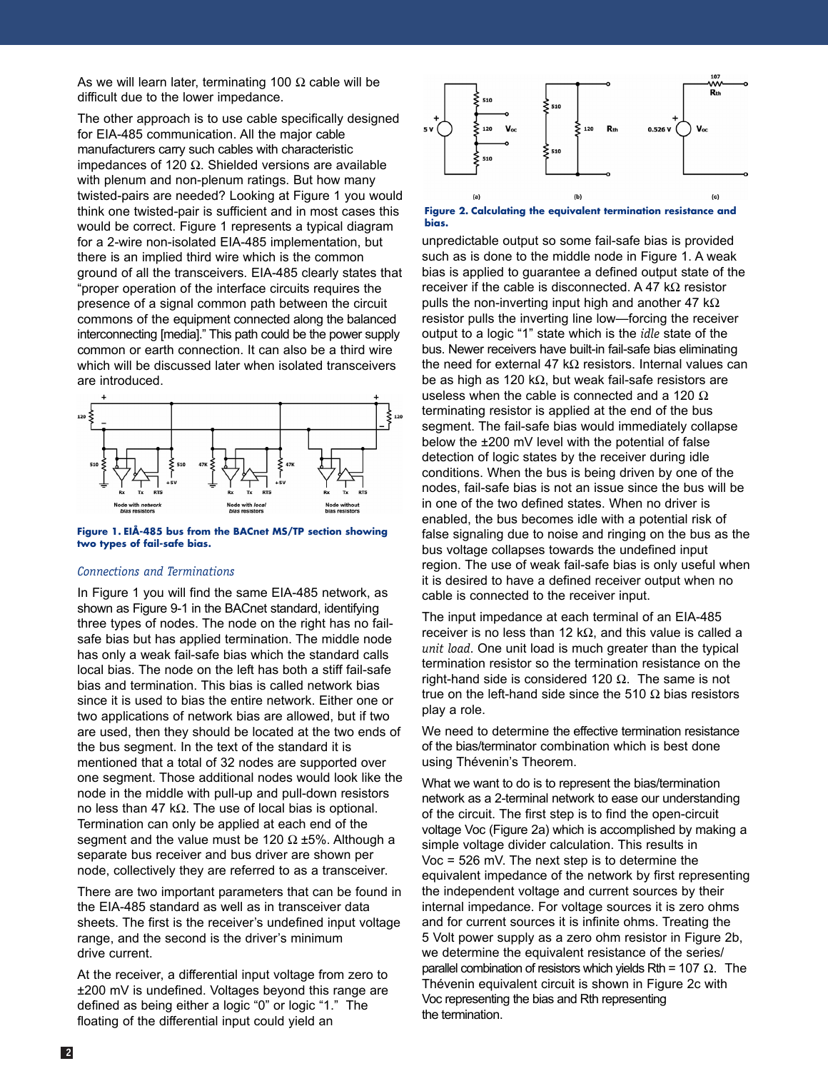As we will learn later, terminating 100 Ω cable will be difficult due to the lower impedance.

The other approach is to use cable specifically designed for EIA-485 communication. All the major cable manufacturers carry such cables with characteristic impedances of 120 Ω. Shielded versions are available with plenum and non-plenum ratings. But how many twisted-pairs are needed? Looking at Figure 1 you would think one twisted-pair is sufficient and in most cases this would be correct. Figure 1 represents a typical diagram for a 2-wire non-isolated EIA-485 implementation, but there is an implied third wire which is the common ground of all the transceivers. EIA-485 clearly states that "proper operation of the interface circuits requires the presence of a signal common path between the circuit commons of the equipment connected along the balanced interconnecting [media]." This path could be the power supply common or earth connection. It can also be a third wire which will be discussed later when isolated transceivers are introduced.

**Figure 1. EIÅ-485 bus from the BACnet MS/TP section showing two types of fail-safe bias.**

### *Connections and Terminations*

In Figure 1 you will find the same EIA-485 network, as shown as Figure 9-1 in the BACnet standard, identifying three types of nodes. The node on the right has no fail-safe bias but has applied termination. The middle node has only a weak fail-safe bias which the standard calls local bias. The node on the left has both a stiff fail-safe bias and termination. This bias is called network bias since it is used to bias the entire network. Either one or two applications of network bias are allowed, but if two are used, then they should be located at the two ends of the bus segment. In the text of the standard it is mentioned that a total of 32 nodes are supported over one segment. Those additional nodes would look like the node in the middle with pull-up and pull-down resistors no less than 47 kΩ. The use of local bias is optional. Termination can only be applied at each end of the segment and the value must be 120 Ω ±5%. Although a separate bus receiver and bus driver are shown per node, collectively they are referred to as a transceiver.

There are two important parameters that can be found in the EIA-485 standard as well as in transceiver data sheets. The first is the receiver's undefined input voltage range, and the second is the driver's minimum drive current.

At the receiver, a differential input voltage from zero to ±200 mV is undefined. Voltages beyond this range are defined as being either a logic "0" or logic "1." The floating of the differential input could yield an unpredictable output so some fail-safe bias is provided such as is done to the middle node in Figure 1. A weak bias is applied to guarantee a defined output state of the receiver if the cable is disconnected. A 47 kΩ resistor pulls the non-inverting input high and another 47 kΩ resistor pulls the inverting line low—forcing the receiver output to a logic "1" state which is the *idle* state of the bus. Newer receivers have built-in fail-safe bias eliminating the need for external 47 kΩ resistors. Internal values can be as high as 120 kΩ, but weak fail-safe resistors are useless when the cable is connected and a 120 Ω terminating resistor is applied at the end of the bus segment. The fail-safe bias would immediately collapse below the ±200 mV level with the potential of false detection of logic states by the receiver during idle conditions. When the bus is being driven by one of the nodes, fail-safe bias is not an issue since the bus will be in one of the two defined states. When no driver is enabled, the bus becomes idle with a potential risk of false signaling due to noise and ringing on the bus as the bus voltage collapses towards the undefined input region. The use of weak fail-safe bias is only useful when it is desired to have a defined receiver output when no cable is connected to the receiver input.

**Figure 2. Calculating the equivalent termination resistance and bias.**

The input impedance at each terminal of an EIA-485 receiver is no less than 12 kΩ, and this value is called a *unit load*. One unit load is much greater than the typical termination resistor so the termination resistance on the right-hand side is considered 120 Ω. The same is not true on the left-hand side since the 510 Ω bias resistors play a role.

We need to determine the effective termination resistance of the bias/terminator combination which is best done using Thévenin's Theorem.

What we want to do is to represent the bias/termination network as a 2-terminal network to ease our understanding of the circuit. The first step is to find the open-circuit voltage Voc (Figure 2a) which is accomplished by making a simple voltage divider calculation. This results in Voc = 526 mV. The next step is to determine the equivalent impedance of the network by first representing the independent voltage and current sources by their internal impedance. For voltage sources it is zero ohms and for current sources it is infinite ohms. Treating the 5 Volt power supply as a zero ohm resistor in Figure 2b, we determine the equivalent resistance of the series/parallel combination of resistors which yields Rth = 107 Ω. The Thévenin equivalent circuit is shown in Figure 2c with Voc representing the bias and Rth representing the termination.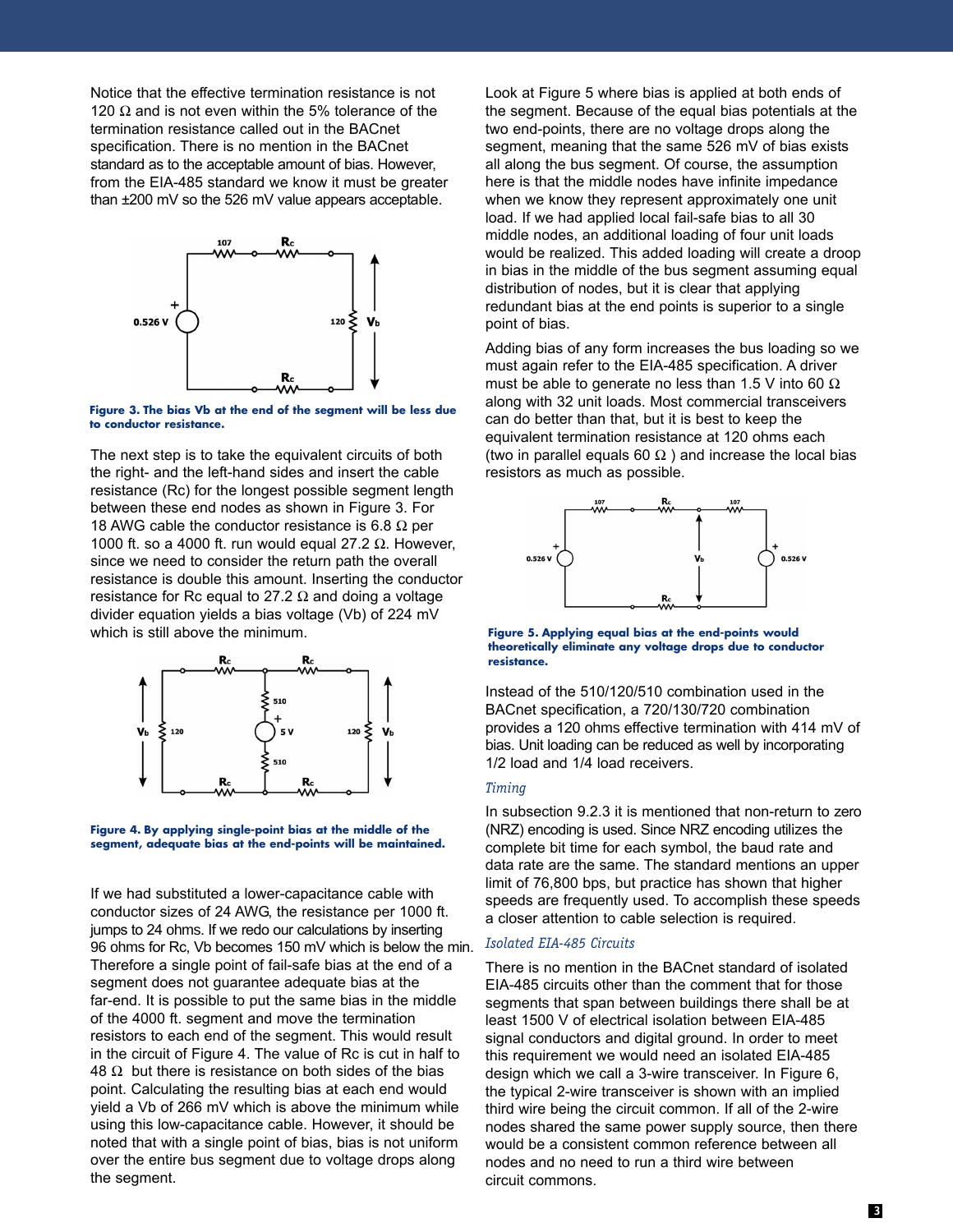Notice that the effective termination resistance is not 120 Ω and is not even within the 5% tolerance of the termination resistance called out in the BACnet specification. There is no mention in the BACnet standard as to the acceptable amount of bias. However, from the EIA-485 standard we know it must be greater than ±200 mV so the 526 mV value appears acceptable.

**Figure 3. The bias Vb at the end of the segment will be less due to conductor resistance.**

The next step is to take the equivalent circuits of both the right- and the left-hand sides and insert the cable resistance (Rc) for the longest possible segment length between these end nodes as shown in Figure 3. For 18 AWG cable the conductor resistance is 6.8 Ω per 1000 ft. so a 4000 ft. run would equal 27.2 Ω. However, since we need to consider the return path the overall resistance is double this amount. Inserting the conductor resistance for Rc equal to 27.2 Ω and doing a voltage divider equation yields a bias voltage (Vb) of 224 mV which is still above the minimum.

**Figure 4. By applying single-point bias at the middle of the segment, adequate bias at the end-points will be maintained.**

If we had substituted a lower-capacitance cable with conductor sizes of 24 AWG, the resistance per 1000 ft. jumps to 24 ohms. If we redo our calculations by inserting 96 ohms for Rc, Vb becomes 150 mV which is below the min. Therefore a single point of fail-safe bias at the end of a segment does not guarantee adequate bias at the far-end. It is possible to put the same bias in the middle of the 4000 ft. segment and move the termination resistors to each end of the segment. This would result in the circuit of Figure 4. The value of Rc is cut in half to 48 Ω but there is resistance on both sides of the bias point. Calculating the resulting bias at each end would yield a Vb of 266 mV which is above the minimum while using this low-capacitance cable. However, it should be noted that with a single point of bias, bias is not uniform over the entire bus segment due to voltage drops along the segment.

Look at Figure 5 where bias is applied at both ends of the segment. Because of the equal bias potentials at the two end-points, there are no voltage drops along the segment, meaning that the same 526 mV of bias exists all along the bus segment. Of course, the assumption here is that the middle nodes have infinite impedance when we know they represent approximately one unit load. If we had applied local fail-safe bias to all 30 middle nodes, an additional loading of four unit loads would be realized. This added loading will create a droop in bias in the middle of the bus segment assuming equal distribution of nodes, but it is clear that applying redundant bias at the end points is superior to a single point of bias.

Adding bias of any form increases the bus loading so we must again refer to the EIA-485 specification. A driver must be able to generate no less than 1.5 V into 60 Ω along with 32 unit loads. Most commercial transceivers can do better than that, but it is best to keep the equivalent termination resistance at 120 ohms each (two in parallel equals 60 Ω ) and increase the local bias resistors as much as possible.

**Figure 5. Applying equal bias at the end-points would theoretically eliminate any voltage drops due to conductor resistance.**

Instead of the 510/120/510 combination used in the BACnet specification, a 720/130/720 combination provides a 120 ohms effective termination with 414 mV of bias. Unit loading can be reduced as well by incorporating 1/2 load and 1/4 load receivers.

### *Timing*

In subsection 9.2.3 it is mentioned that non-return to zero (NRZ) encoding is used. Since NRZ encoding utilizes the complete bit time for each symbol, the baud rate and data rate are the same. The standard mentions an upper limit of 76,800 bps, but practice has shown that higher speeds are frequently used. To accomplish these speeds a closer attention to cable selection is required.

### *Isolated EIA-485 Circuits*

There is no mention in the BACnet standard of isolated EIA-485 circuits other than the comment that for those segments that span between buildings there shall be at least 1500 V of electrical isolation between EIA-485 signal conductors and digital ground. In order to meet this requirement we would need an isolated EIA-485 design which we call a 3-wire transceiver. In Figure 6, the typical 2-wire transceiver is shown with an implied third wire being the circuit common. If all of the 2-wire nodes shared the same power supply source, then there would be a consistent common reference between all nodes and no need to run a third wire between circuit commons.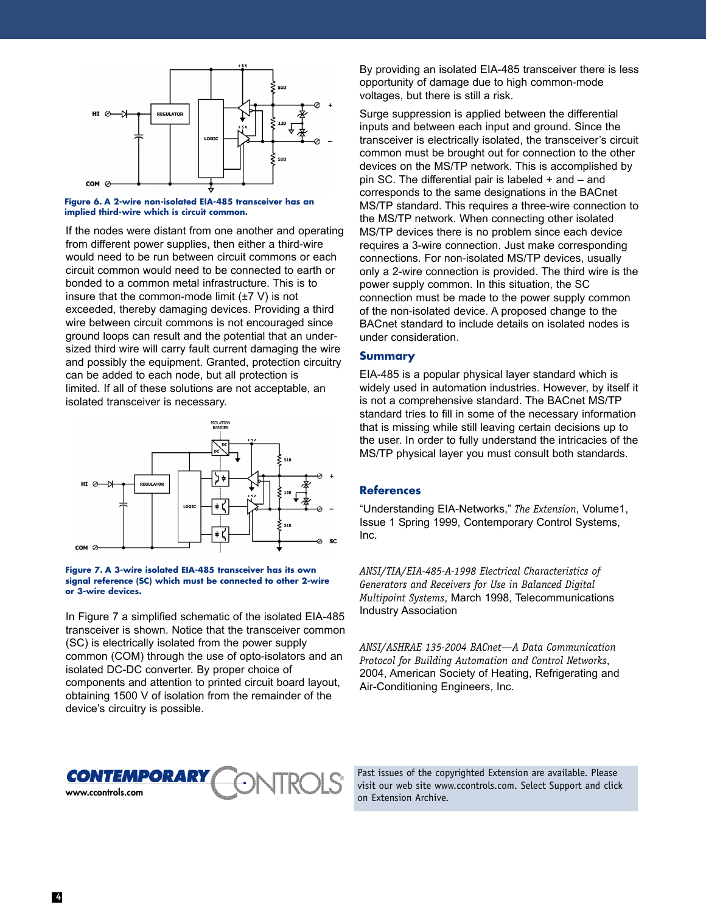HI

REGULATOR

LOGIC

COM

+5 V

510

120

510

+

–

Figure 6. A 2-wire non-isolated EIA-485 transceiver has an implied third-wire which is circuit common.

If the nodes were distant from one another and operating from different power supplies, then either a third-wire would need to be run between circuit commons or each circuit common would need to be connected to earth or bonded to a common metal infrastructure. This is to insure that the common-mode limit (±7 V) is not exceeded, thereby damaging devices. Providing a third wire between circuit commons is not encouraged since ground loops can result and the potential that an under-sized third wire will carry fault current damaging the wire and possibly the equipment. Granted, protection circuitry can be added to each node, but all protection is limited. If all of these solutions are not acceptable, an isolated transceiver is necessary.

ISOLATION BARRIER

HI

REGULATOR

LOGIC

COM

DC

DC

+5 V

510

120

510

+

–

SC

Figure 7. A 3-wire isolated EIA-485 transceiver has its own signal reference (SC) which must be connected to other 2-wire or 3-wire devices.

In Figure 7 a simplified schematic of the isolated EIA-485 transceiver is shown. Notice that the transceiver common (SC) is electrically isolated from the power supply common (COM) through the use of opto-isolators and an isolated DC-DC converter. By proper choice of components and attention to printed circuit board layout, obtaining 1500 V of isolation from the remainder of the device's circuitry is possible.

By providing an isolated EIA-485 transceiver there is less opportunity of damage due to high common-mode voltages, but there is still a risk.

Surge suppression is applied between the differential inputs and between each input and ground. Since the transceiver is electrically isolated, the transceiver's circuit common must be brought out for connection to the other devices on the MS/TP network. This is accomplished by pin SC. The differential pair is labeled + and – and corresponds to the same designations in the BACnet MS/TP standard. This requires a three-wire connection to the MS/TP network. When connecting other isolated MS/TP devices there is no problem since each device requires a 3-wire connection. Just make corresponding connections. For non-isolated MS/TP devices, usually only a 2-wire connection is provided. The third wire is the power supply common. In this situation, the SC connection must be made to the power supply common of the non-isolated device. A proposed change to the BACnet standard to include details on isolated nodes is under consideration.

## Summary

EIA-485 is a popular physical layer standard which is widely used in automation industries. However, by itself it is not a comprehensive standard. The BACnet MS/TP standard tries to fill in some of the necessary information that is missing while still leaving certain decisions up to the user. In order to fully understand the intricacies of the MS/TP physical layer you must consult both standards.

## References

"Understanding EIA-Networks," *The Extension*, Volume1, Issue 1 Spring 1999, Contemporary Control Systems, Inc.

*ANSI/TIA/EIA-485-A-1998 Electrical Characteristics of Generators and Receivers for Use in Balanced Digital Multipoint Systems*, March 1998, Telecommunications Industry Association

*ANSI/ASHRAE 135-2004 BACnet—A Data Communication Protocol for Building Automation and Control Networks*, 2004, American Society of Heating, Refrigerating and Air-Conditioning Engineers, Inc.

**CONTEMPORARY CONTROLS**
www.ccontrols.com

Past issues of the copyrighted Extension are available. Please visit our web site www.ccontrols.com. Select Support and click on Extension Archive.